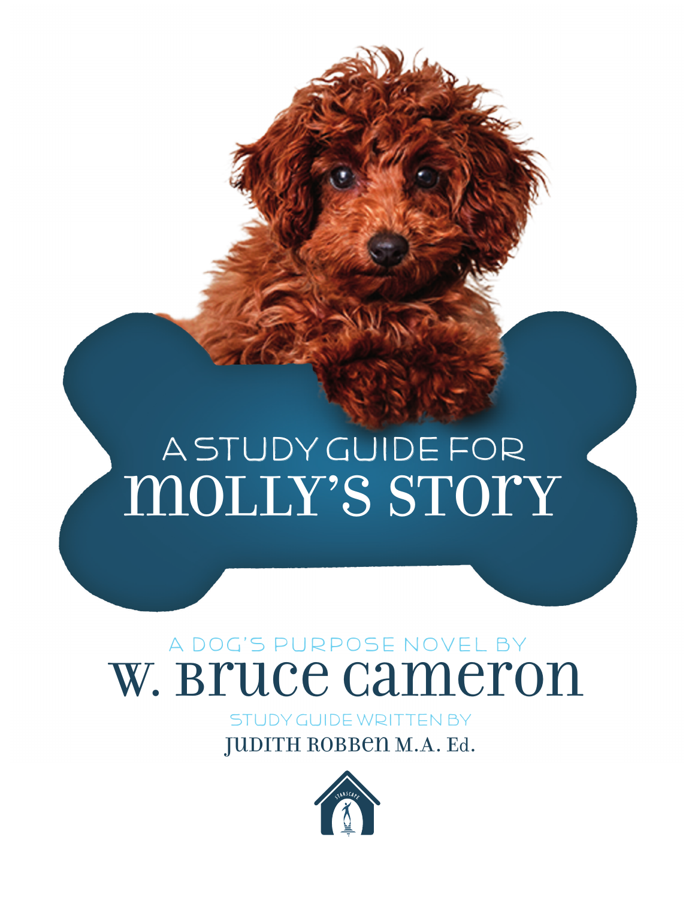# A STUDY GUIDE FOR MOLLY'S STORY

A DOG'S PURPOSE NOVEL BY

## W. BRUCE CAMERON

STUDY GUIDE WRITTEN BY

JUDITH ROBBEN M.A. Ed.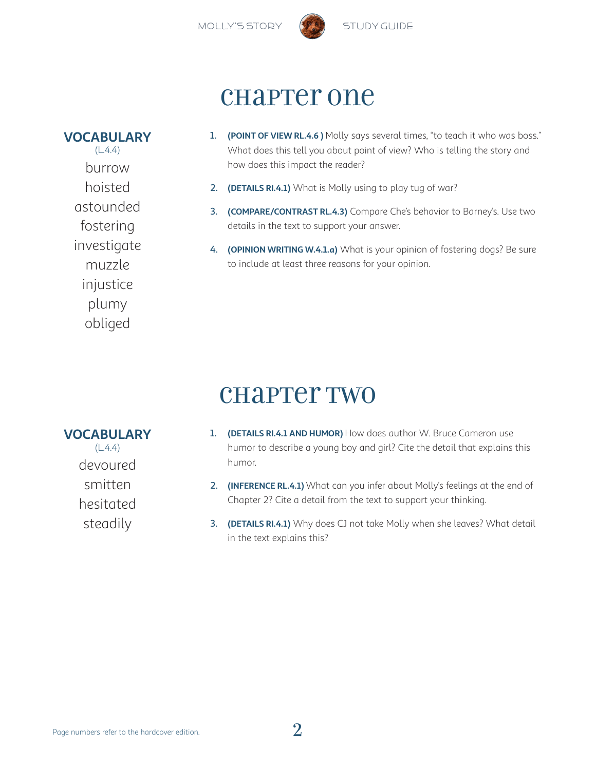# Chapter One

**VOCABULARY**
(L.4.4)

burrow
hoisted
astounded
fostering
investigate
muzzle
injustice
plumy
obliged

1. **(POINT OF VIEW RL.4.6 )** Molly says several times, "to teach it who was boss." What does this tell you about point of view? Who is telling the story and how does this impact the reader?
2. **(DETAILS RI.4.1)** What is Molly using to play tug of war?
3. **(COMPARE/CONTRAST RL.4.3)** Compare Che's behavior to Barney's. Use two details in the text to support your answer.
4. **(OPINION WRITING W.4.1.a)** What is your opinion of fostering dogs? Be sure to include at least three reasons for your opinion.

# Chapter Two

**VOCABULARY**
(L.4.4)

devoured
smitten
hesitated
steadily

1. **(DETAILS RI.4.1 AND HUMOR)** How does author W. Bruce Cameron use humor to describe a young boy and girl? Cite the detail that explains this humor.
2. **(INFERENCE RL.4.1)** What can you infer about Molly's feelings at the end of Chapter 2? Cite a detail from the text to support your thinking.
3. **(DETAILS RI.4.1)** Why does CJ not take Molly when she leaves? What detail in the text explains this?

Page numbers refer to the hardcover edition.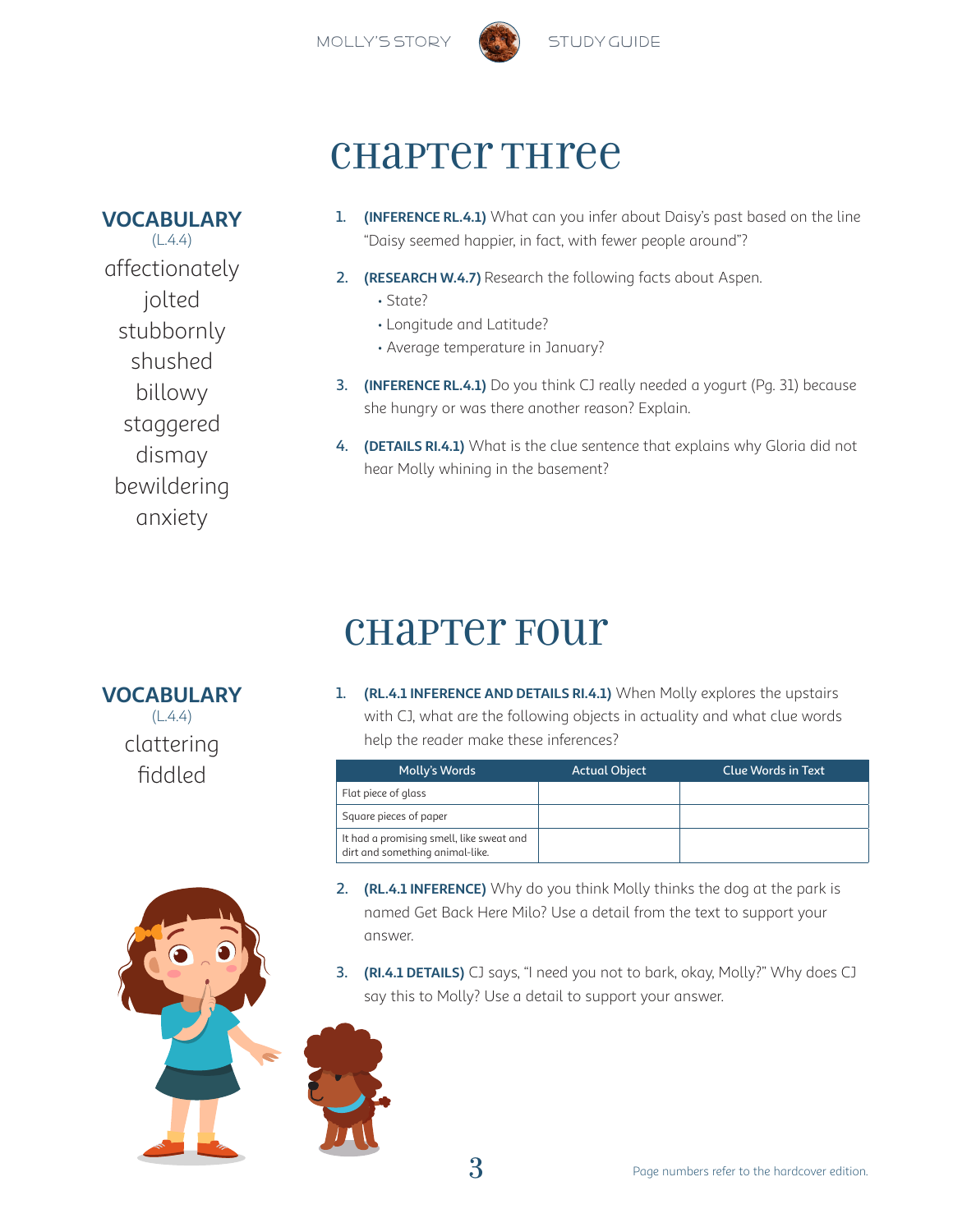# Chapter Three

**VOCABULARY**
(L.4.4)

affectionately
jolted
stubbornly
shushed
billowy
staggered
dismay
bewildering
anxiety

1. **(INFERENCE RL.4.1)** What can you infer about Daisy's past based on the line "Daisy seemed happier, in fact, with fewer people around"?
2. **(RESEARCH W.4.7)** Research the following facts about Aspen.
   - State?
   - Longitude and Latitude?
   - Average temperature in January?
3. **(INFERENCE RL.4.1)** Do you think CJ really needed a yogurt (Pg. 31) because she hungry or was there another reason? Explain.
4. **(DETAILS RI.4.1)** What is the clue sentence that explains why Gloria did not hear Molly whining in the basement?

# Chapter Four

**VOCABULARY**
(L.4.4)

clattering
fiddled

1. **(RL.4.1 INFERENCE AND DETAILS RI.4.1)** When Molly explores the upstairs with CJ, what are the following objects in actuality and what clue words help the reader make these inferences?

| Molly's Words | Actual Object | Clue Words in Text |
| --- | --- | --- |
| Flat piece of glass | | |
| Square pieces of paper | | |
| It had a promising smell, like sweat and dirt and something animal-like. | | |

2. **(RL.4.1 INFERENCE)** Why do you think Molly thinks the dog at the park is named Get Back Here Milo? Use a detail from the text to support your answer.
3. **(RI.4.1 DETAILS)** CJ says, "I need you not to bark, okay, Molly?" Why does CJ say this to Molly? Use a detail to support your answer.

Page numbers refer to the hardcover edition.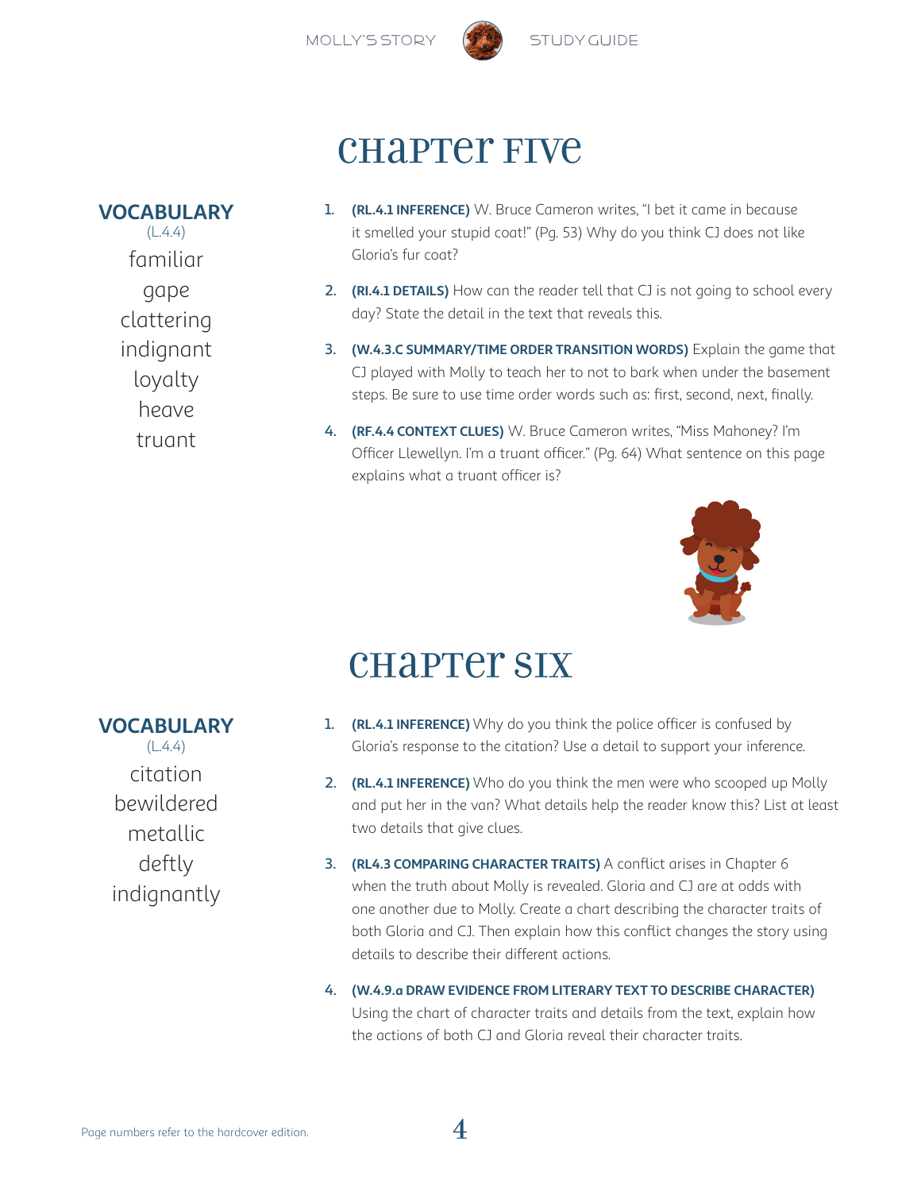# Chapter Five

**VOCABULARY**
(L.4.4)

familiar
gape
clattering
indignant
loyalty
heave
truant

1. **(RL.4.1 INFERENCE)** W. Bruce Cameron writes, "I bet it came in because it smelled your stupid coat!" (Pg. 53) Why do you think CJ does not like Gloria's fur coat?
2. **(RI.4.1 DETAILS)** How can the reader tell that CJ is not going to school every day? State the detail in the text that reveals this.
3. **(W.4.3.C SUMMARY/TIME ORDER TRANSITION WORDS)** Explain the game that CJ played with Molly to teach her to not to bark when under the basement steps. Be sure to use time order words such as: first, second, next, finally.
4. **(RF.4.4 CONTEXT CLUES)** W. Bruce Cameron writes, "Miss Mahoney? I'm Officer Llewellyn. I'm a truant officer." (Pg. 64) What sentence on this page explains what a truant officer is?

# Chapter Six

**VOCABULARY**
(L.4.4)

citation
bewildered
metallic
deftly
indignantly

1. **(RL.4.1 INFERENCE)** Why do you think the police officer is confused by Gloria's response to the citation? Use a detail to support your inference.
2. **(RL.4.1 INFERENCE)** Who do you think the men were who scooped up Molly and put her in the van? What details help the reader know this? List at least two details that give clues.
3. **(RL4.3 COMPARING CHARACTER TRAITS)** A conflict arises in Chapter 6 when the truth about Molly is revealed. Gloria and CJ are at odds with one another due to Molly. Create a chart describing the character traits of both Gloria and CJ. Then explain how this conflict changes the story using details to describe their different actions.
4. **(W.4.9.a DRAW EVIDENCE FROM LITERARY TEXT TO DESCRIBE CHARACTER)** Using the chart of character traits and details from the text, explain how the actions of both CJ and Gloria reveal their character traits.

Page numbers refer to the hardcover edition.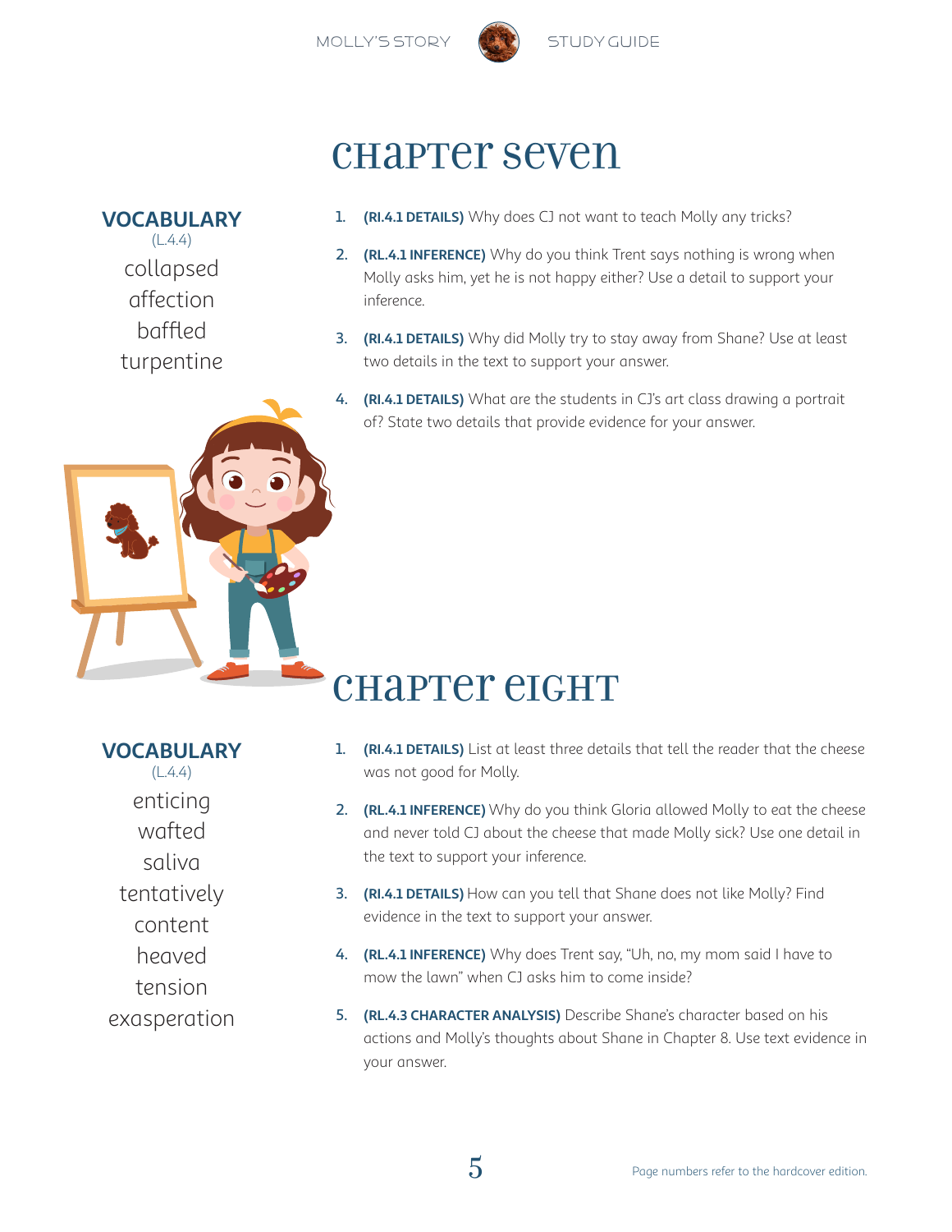# CHAPTER SEVEN

**VOCABULARY**
(L.4.4)

collapsed
affection
baffled
turpentine

1. **(RI.4.1 DETAILS)** Why does CJ not want to teach Molly any tricks?
2. **(RL.4.1 INFERENCE)** Why do you think Trent says nothing is wrong when Molly asks him, yet he is not happy either? Use a detail to support your inference.
3. **(RI.4.1 DETAILS)** Why did Molly try to stay away from Shane? Use at least two details in the text to support your answer.
4. **(RI.4.1 DETAILS)** What are the students in CJ's art class drawing a portrait of? State two details that provide evidence for your answer.

# CHAPTER EIGHT

**VOCABULARY**
(L.4.4)

enticing
wafted
saliva
tentatively
content
heaved
tension
exasperation

1. **(RI.4.1 DETAILS)** List at least three details that tell the reader that the cheese was not good for Molly.
2. **(RL.4.1 INFERENCE)** Why do you think Gloria allowed Molly to eat the cheese and never told CJ about the cheese that made Molly sick? Use one detail in the text to support your inference.
3. **(RI.4.1 DETAILS)** How can you tell that Shane does not like Molly? Find evidence in the text to support your answer.
4. **(RL.4.1 INFERENCE)** Why does Trent say, "Uh, no, my mom said I have to mow the lawn" when CJ asks him to come inside?
5. **(RL.4.3 CHARACTER ANALYSIS)** Describe Shane's character based on his actions and Molly's thoughts about Shane in Chapter 8. Use text evidence in your answer.

Page numbers refer to the hardcover edition.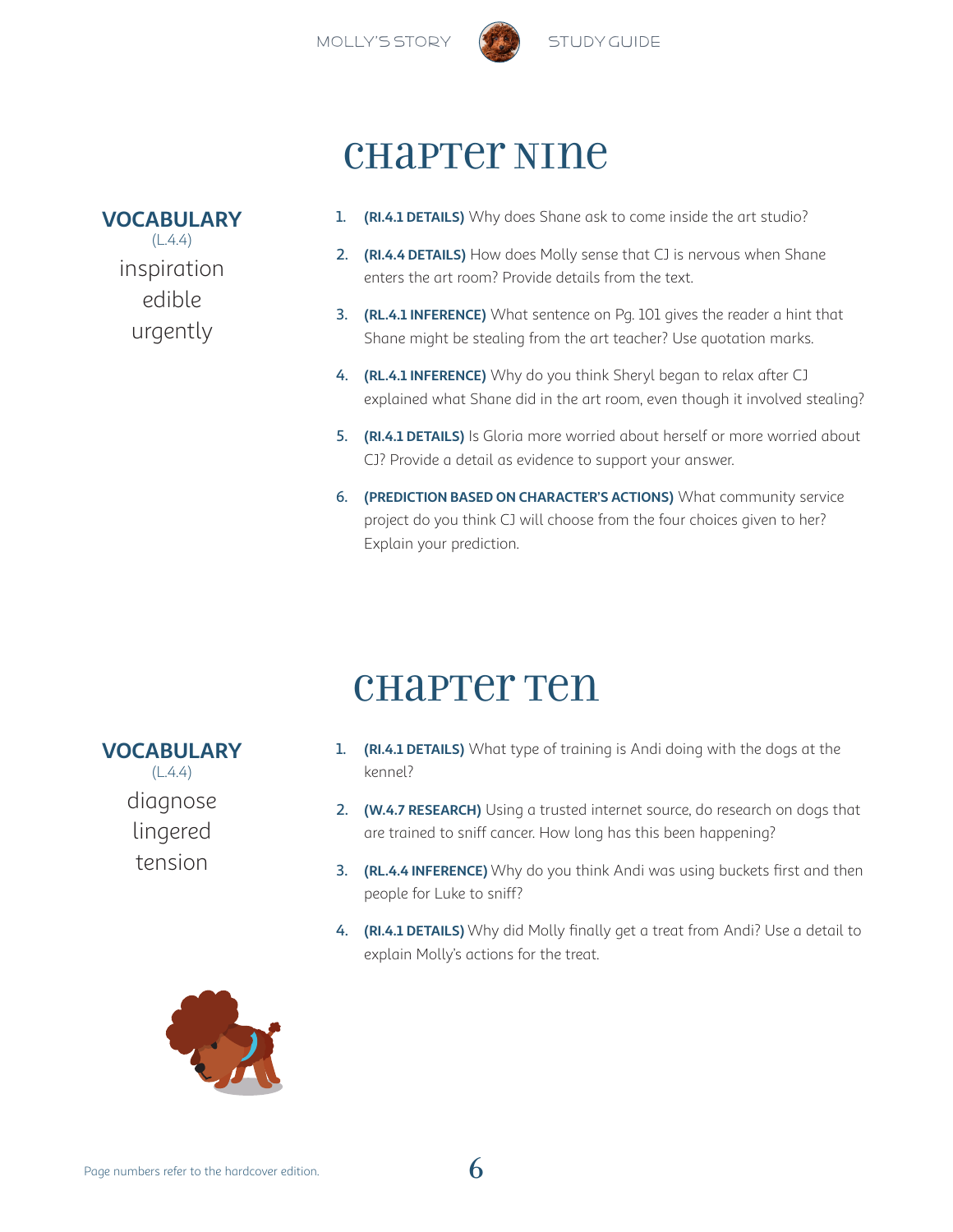# Chapter Nine

**VOCABULARY**
(L.4.4)

inspiration
edible
urgently

1. **(RI.4.1 DETAILS)** Why does Shane ask to come inside the art studio?
2. **(RI.4.4 DETAILS)** How does Molly sense that CJ is nervous when Shane enters the art room? Provide details from the text.
3. **(RL.4.1 INFERENCE)** What sentence on Pg. 101 gives the reader a hint that Shane might be stealing from the art teacher? Use quotation marks.
4. **(RL.4.1 INFERENCE)** Why do you think Sheryl began to relax after CJ explained what Shane did in the art room, even though it involved stealing?
5. **(RI.4.1 DETAILS)** Is Gloria more worried about herself or more worried about CJ? Provide a detail as evidence to support your answer.
6. **(PREDICTION BASED ON CHARACTER'S ACTIONS)** What community service project do you think CJ will choose from the four choices given to her? Explain your prediction.

# Chapter Ten

**VOCABULARY**
(L.4.4)

diagnose
lingered
tension

1. **(RI.4.1 DETAILS)** What type of training is Andi doing with the dogs at the kennel?
2. **(W.4.7 RESEARCH)** Using a trusted internet source, do research on dogs that are trained to sniff cancer. How long has this been happening?
3. **(RL.4.4 INFERENCE)** Why do you think Andi was using buckets first and then people for Luke to sniff?
4. **(RI.4.1 DETAILS)** Why did Molly finally get a treat from Andi? Use a detail to explain Molly's actions for the treat.

Page numbers refer to the hardcover edition.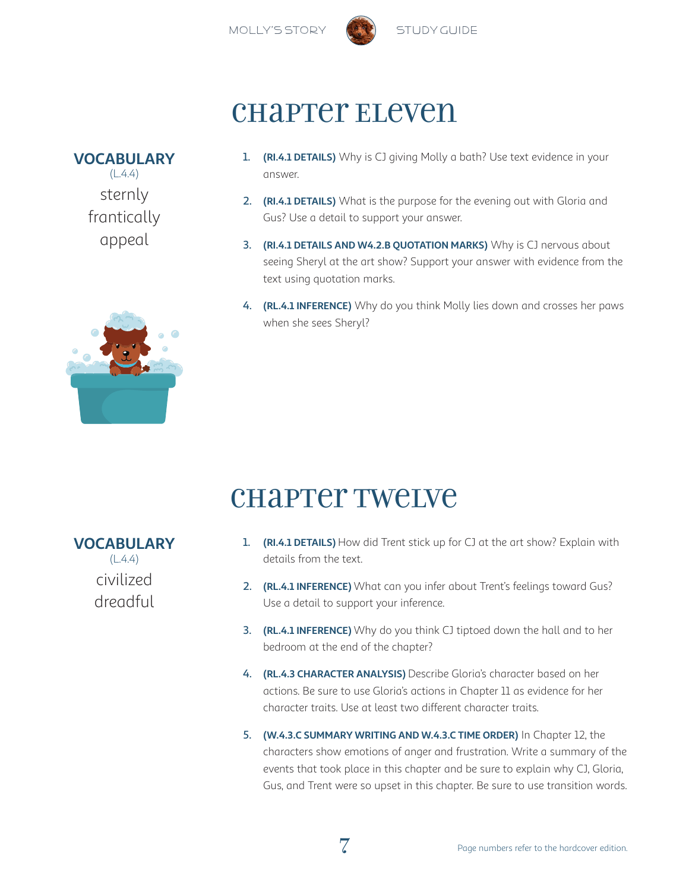# Chapter Eleven

**VOCABULARY**
(L.4.4)

sternly
frantically
appeal

1. **(RI.4.1 DETAILS)** Why is CJ giving Molly a bath? Use text evidence in your answer.
2. **(RI.4.1 DETAILS)** What is the purpose for the evening out with Gloria and Gus? Use a detail to support your answer.
3. **(RI.4.1 DETAILS AND W4.2.B QUOTATION MARKS)** Why is CJ nervous about seeing Sheryl at the art show? Support your answer with evidence from the text using quotation marks.
4. **(RL.4.1 INFERENCE)** Why do you think Molly lies down and crosses her paws when she sees Sheryl?

# Chapter Twelve

**VOCABULARY**
(L.4.4)

civilized
dreadful

1. **(RI.4.1 DETAILS)** How did Trent stick up for CJ at the art show? Explain with details from the text.
2. **(RL.4.1 INFERENCE)** What can you infer about Trent's feelings toward Gus? Use a detail to support your inference.
3. **(RL.4.1 INFERENCE)** Why do you think CJ tiptoed down the hall and to her bedroom at the end of the chapter?
4. **(RL.4.3 CHARACTER ANALYSIS)** Describe Gloria's character based on her actions. Be sure to use Gloria's actions in Chapter 11 as evidence for her character traits. Use at least two different character traits.
5. **(W.4.3.C SUMMARY WRITING AND W.4.3.C TIME ORDER)** In Chapter 12, the characters show emotions of anger and frustration. Write a summary of the events that took place in this chapter and be sure to explain why CJ, Gloria, Gus, and Trent were so upset in this chapter. Be sure to use transition words.

Page numbers refer to the hardcover edition.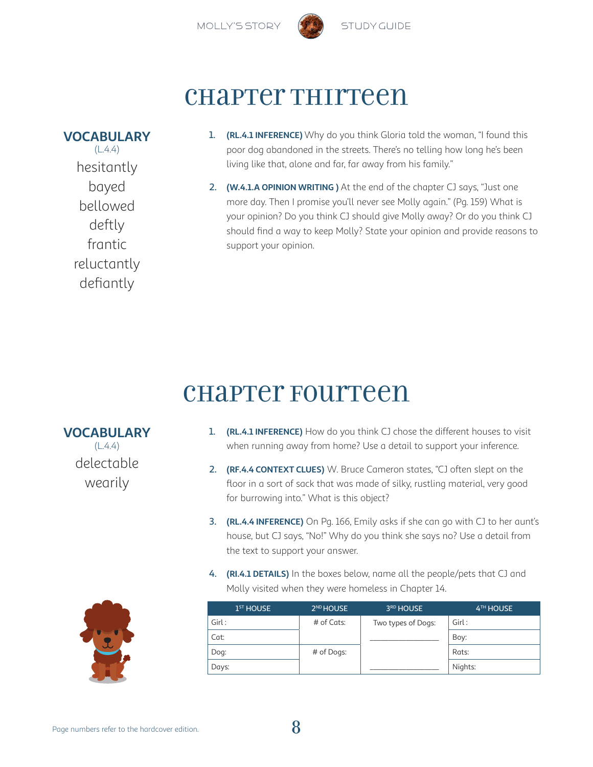# Chapter Thirteen

**VOCABULARY**
(L.4.4)

hesitantly
bayed
bellowed
deftly
frantic
reluctantly
defiantly

1. **(RL.4.1 INFERENCE)** Why do you think Gloria told the woman, "I found this poor dog abandoned in the streets. There's no telling how long he's been living like that, alone and far, far away from his family."

2. **(W.4.1.A OPINION WRITING )** At the end of the chapter CJ says, "Just one more day. Then I promise you'll never see Molly again." (Pg. 159) What is your opinion? Do you think CJ should give Molly away? Or do you think CJ should find a way to keep Molly? State your opinion and provide reasons to support your opinion.

# Chapter Fourteen

**VOCABULARY**
(L.4.4)

delectable
wearily

1. **(RL.4.1 INFERENCE)** How do you think CJ chose the different houses to visit when running away from home? Use a detail to support your inference.

2. **(RF.4.4 CONTEXT CLUES)** W. Bruce Cameron states, "CJ often slept on the floor in a sort of sack that was made of silky, rustling material, very good for burrowing into." What is this object?

3. **(RL.4.4 INFERENCE)** On Pg. 166, Emily asks if she can go with CJ to her aunt's house, but CJ says, "No!" Why do you think she says no? Use a detail from the text to support your answer.

4. **(RI.4.1 DETAILS)** In the boxes below, name all the people/pets that CJ and Molly visited when they were homeless in Chapter 14.

| 1ST HOUSE | 2ND HOUSE | 3RD HOUSE | 4TH HOUSE |
|---|---|---|---|
| Girl : | # of Cats: | Two types of Dogs: | Girl : |
| Cat: | | ________________ | Boy: |
| Dog: | # of Dogs: | | Rats: |
| Days: | | ________________ | Nights: |

Page numbers refer to the hardcover edition.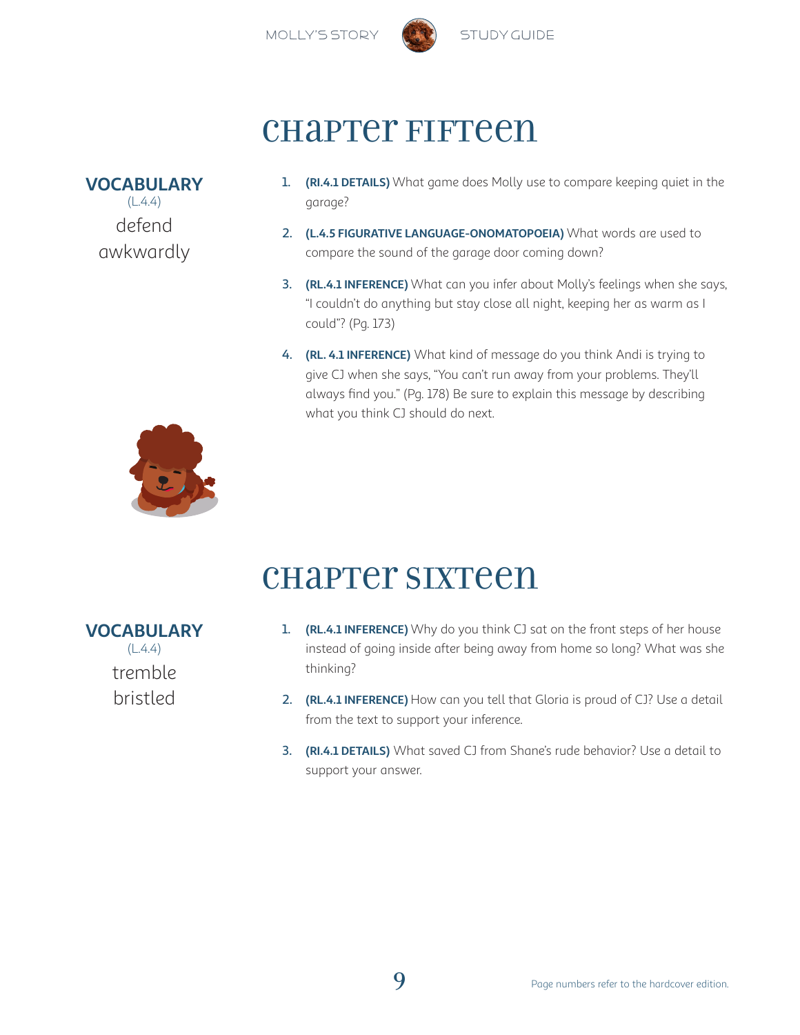# Chapter Fifteen

**VOCABULARY**
(L.4.4)
defend
awkwardly

1. **(RI.4.1 DETAILS)** What game does Molly use to compare keeping quiet in the garage?
2. **(L.4.5 FIGURATIVE LANGUAGE-ONOMATOPOEIA)** What words are used to compare the sound of the garage door coming down?
3. **(RL.4.1 INFERENCE)** What can you infer about Molly's feelings when she says, "I couldn't do anything but stay close all night, keeping her as warm as I could"? (Pg. 173)
4. **(RL. 4.1 INFERENCE)** What kind of message do you think Andi is trying to give CJ when she says, "You can't run away from your problems. They'll always find you." (Pg. 178) Be sure to explain this message by describing what you think CJ should do next.

# Chapter Sixteen

**VOCABULARY**
(L.4.4)
tremble
bristled

1. **(RL.4.1 INFERENCE)** Why do you think CJ sat on the front steps of her house instead of going inside after being away from home so long? What was she thinking?
2. **(RL.4.1 INFERENCE)** How can you tell that Gloria is proud of CJ? Use a detail from the text to support your inference.
3. **(RI.4.1 DETAILS)** What saved CJ from Shane's rude behavior? Use a detail to support your answer.

Page numbers refer to the hardcover edition.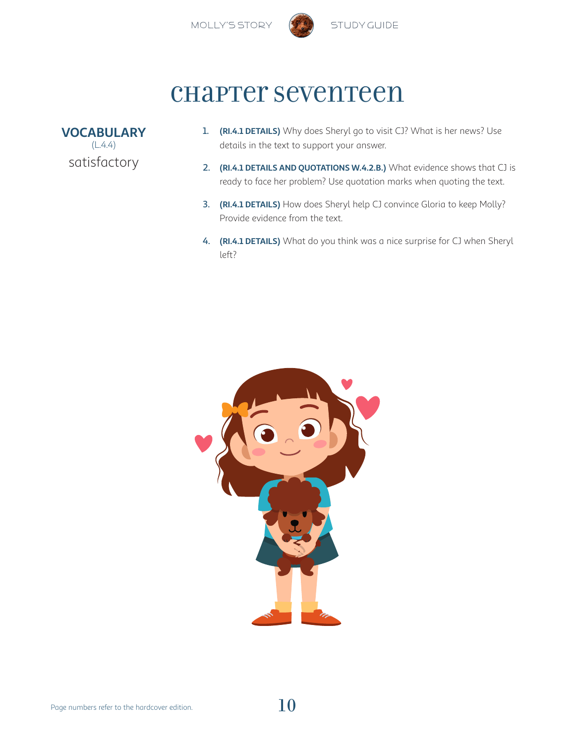# chapter seventeen

**VOCABULARY**
(L.4.4)
satisfactory

1. **(RI.4.1 DETAILS)** Why does Sheryl go to visit CJ? What is her news? Use details in the text to support your answer.
2. **(RI.4.1 DETAILS AND QUOTATIONS W.4.2.B.)** What evidence shows that CJ is ready to face her problem? Use quotation marks when quoting the text.
3. **(RI.4.1 DETAILS)** How does Sheryl help CJ convince Gloria to keep Molly? Provide evidence from the text.
4. **(RI.4.1 DETAILS)** What do you think was a nice surprise for CJ when Sheryl left?

Page numbers refer to the hardcover edition.